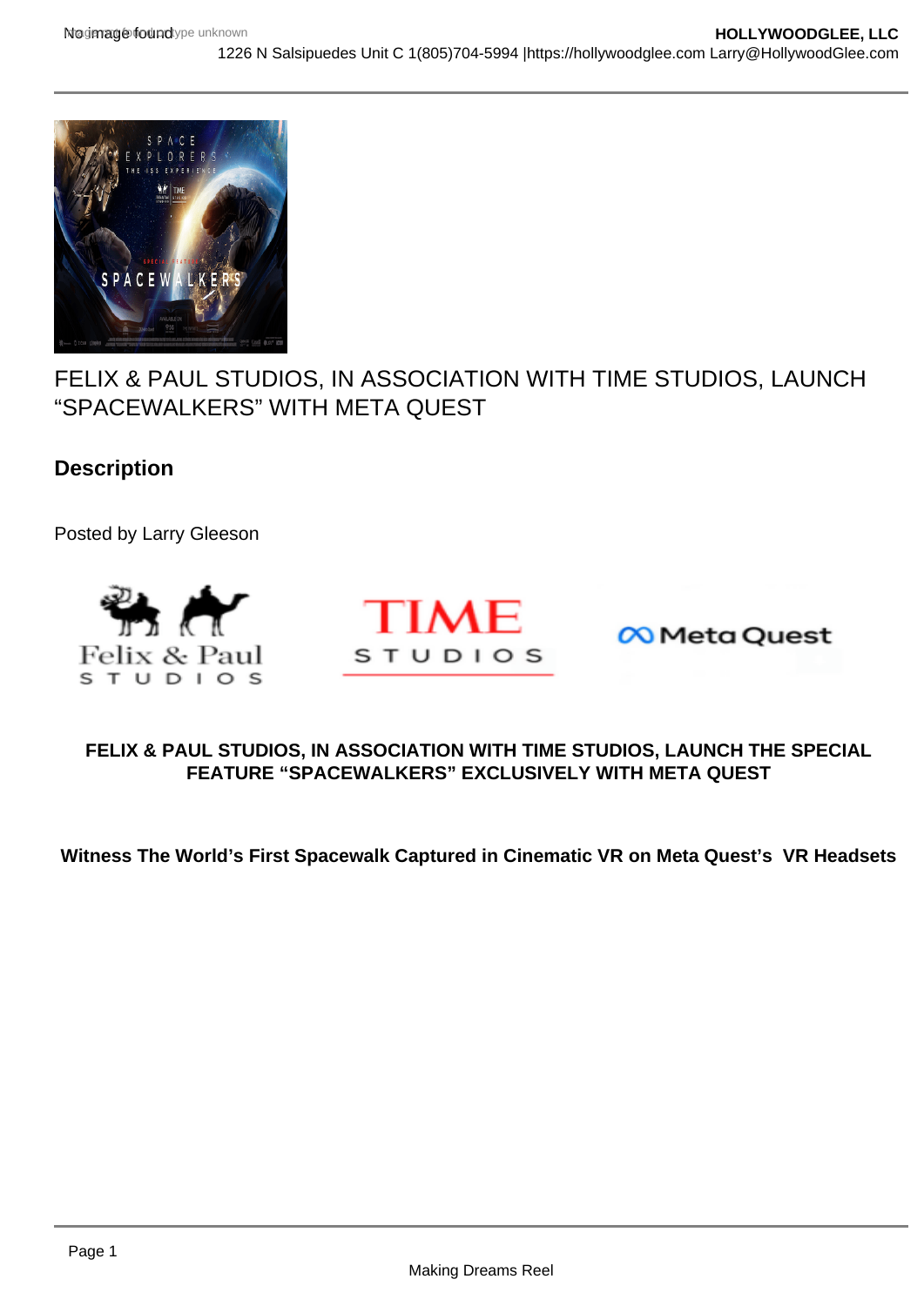# FELIX & PAUL STUDIOS, IN ASSOCIATION WITH TIME STUDIOS, LAUNCH "SPACEWALKERS" WITH META QUEST

## Description

Posted by Larry Gleeson

**FELIX & PAUL STUDIOS, IN ASSOCIATION WITH TIME STUDIOS, LAUNCH THE SPECIAL FEATURE "SPACEWALKERS" EXCLUSIVELY WITH META QUEST**

**Witness The World's First Spacewalk Captured in Cinematic VR on Meta Quest's VR Headsets**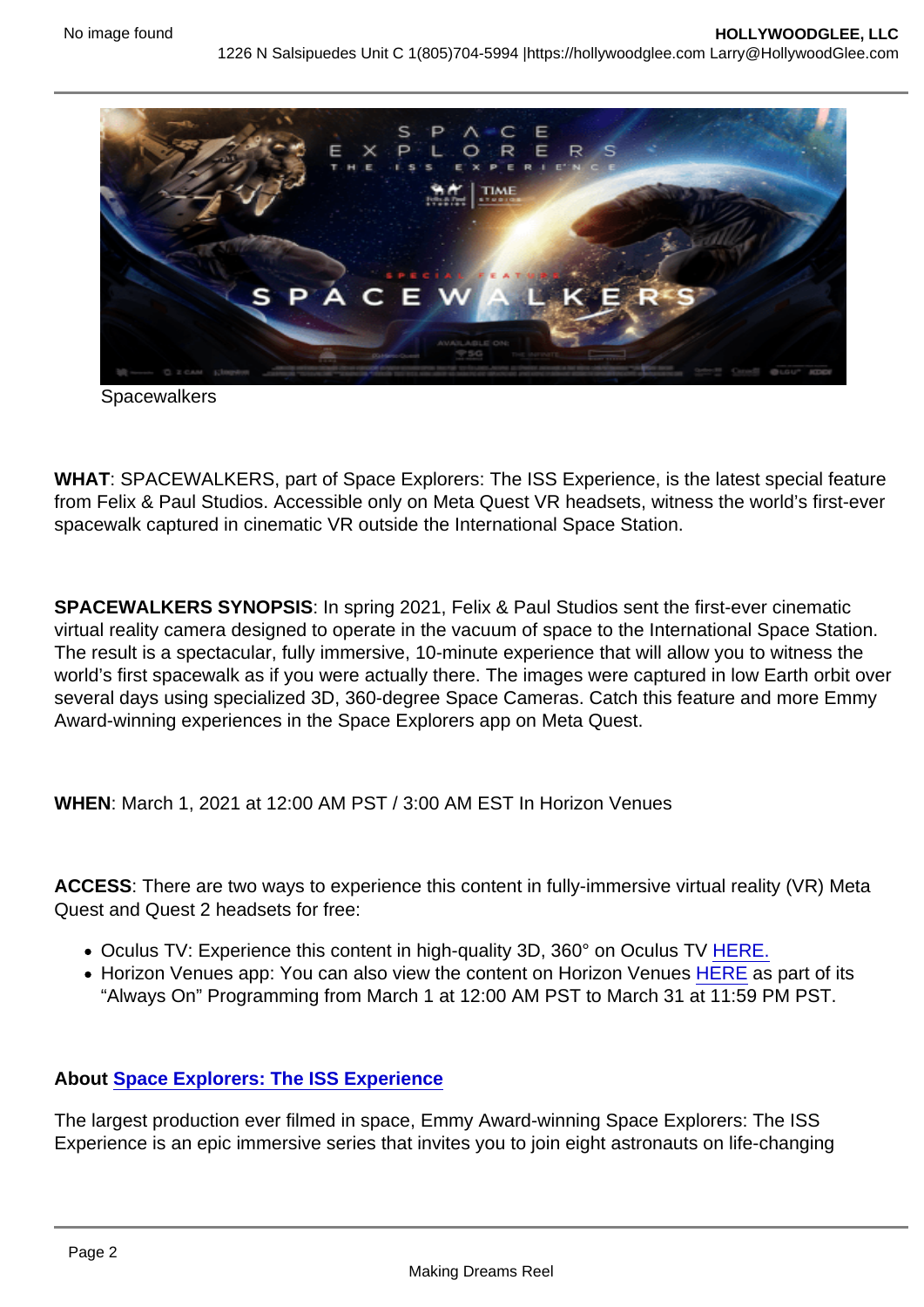Spacewalkers

**WHAT**: SPACEWALKERS, part of Space Explorers: The ISS Experience, is the latest special feature from Felix & Paul Studios. Accessible only on Meta Quest VR headsets, witness the world's first-ever spacewalk captured in cinematic VR outside the International Space Station.

**SPACEWALKERS SYNOPSIS**: In spring 2021, Felix & Paul Studios sent the first-ever cinematic virtual reality camera designed to operate in the vacuum of space to the International Space Station. The result is a spectacular, fully immersive, 10-minute experience that will allow you to witness the world's first spacewalk as if you were actually there. The images were captured in low Earth orbit over several days using specialized 3D, 360-degree Space Cameras. Catch this feature and more Emmy Award-winning experiences in the Space Explorers app on Meta Quest.

**WHEN**: March 1, 2021 at 12:00 AM PST / 3:00 AM EST In Horizon Venues

**ACCESS**: There are two ways to experience this content in fully-immersive virtual reality (VR) Meta Quest and Quest 2 headsets for free:

- Oculus TV: Experience this content in high-quality 3D, 360° on Oculus TV HERE.
- Horizon Venues app: You can also view the content on Horizon Venues HERE as part of its "Always On" Programming from March 1 at 12:00 AM PST to March 31 at 11:59 PM PST.

**About Space Explorers: The ISS Experience**

The largest production ever filmed in space, Emmy Award-winning Space Explorers: The ISS Experience is an epic immersive series that invites you to join eight astronauts on life-changing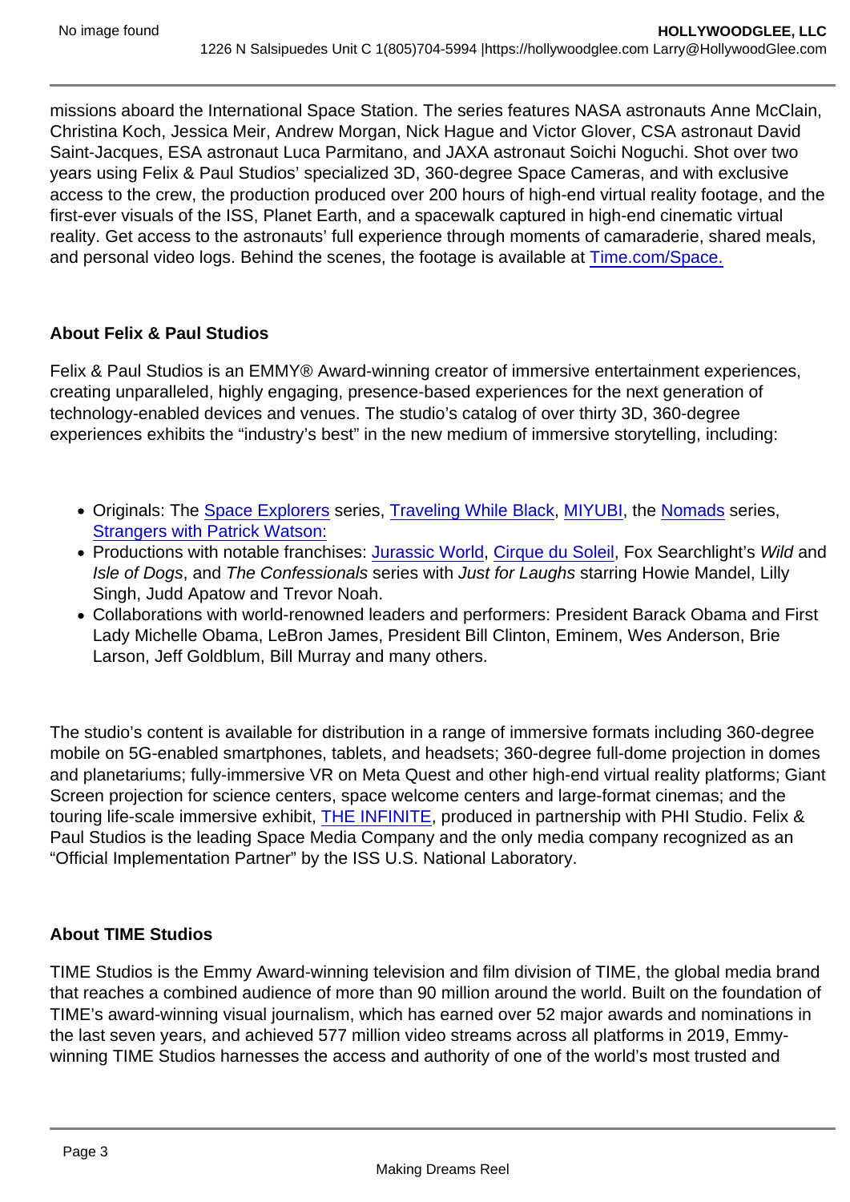missions aboard the International Space Station. The series features NASA astronauts Anne McClain, Christina Koch, Jessica Meir, Andrew Morgan, Nick Hague and Victor Glover, CSA astronaut David Saint-Jacques, ESA astronaut Luca Parmitano, and JAXA astronaut Soichi Noguchi. Shot over two years using Felix & Paul Studios' specialized 3D, 360-degree Space Cameras, and with exclusive access to the crew, the production produced over 200 hours of high-end virtual reality footage, and the first-ever visuals of the ISS, Planet Earth, and a spacewalk captured in high-end cinematic virtual reality. Get access to the astronauts' full experience through moments of camaraderie, shared meals, and personal video logs. Behind the scenes, the footage is available at Time.com/Space.

**About Felix & Paul Studios**

Felix & Paul Studios is an EMMY® Award-winning creator of immersive entertainment experiences, creating unparalleled, highly engaging, presence-based experiences for the next generation of technology-enabled devices and venues. The studio's catalog of over thirty 3D, 360-degree experiences exhibits the "industry's best" in the new medium of immersive storytelling, including:

- Originals: The Space Explorers series, Traveling While Black, MIYUBI, the Nomads series, Strangers with Patrick Watson:
- Productions with notable franchises: Jurassic World, Cirque du Soleil, Fox Searchlight's *Wild* and *Isle of Dogs*, and *The Confessionals* series with *Just for Laughs* starring Howie Mandel, Lilly Singh, Judd Apatow and Trevor Noah.
- Collaborations with world-renowned leaders and performers: President Barack Obama and First Lady Michelle Obama, LeBron James, President Bill Clinton, Eminem, Wes Anderson, Brie Larson, Jeff Goldblum, Bill Murray and many others.

The studio's content is available for distribution in a range of immersive formats including 360-degree mobile on 5G-enabled smartphones, tablets, and headsets; 360-degree full-dome projection in domes and planetariums; fully-immersive VR on Meta Quest and other high-end virtual reality platforms; Giant Screen projection for science centers, space welcome centers and large-format cinemas; and the touring life-scale immersive exhibit, THE INFINITE, produced in partnership with PHI Studio. Felix & Paul Studios is the leading Space Media Company and the only media company recognized as an "Official Implementation Partner" by the ISS U.S. National Laboratory.

**About TIME Studios**

TIME Studios is the Emmy Award-winning television and film division of TIME, the global media brand that reaches a combined audience of more than 90 million around the world. Built on the foundation of TIME's award-winning visual journalism, which has earned over 52 major awards and nominations in the last seven years, and achieved 577 million video streams across all platforms in 2019, Emmy-winning TIME Studios harnesses the access and authority of one of the world's most trusted and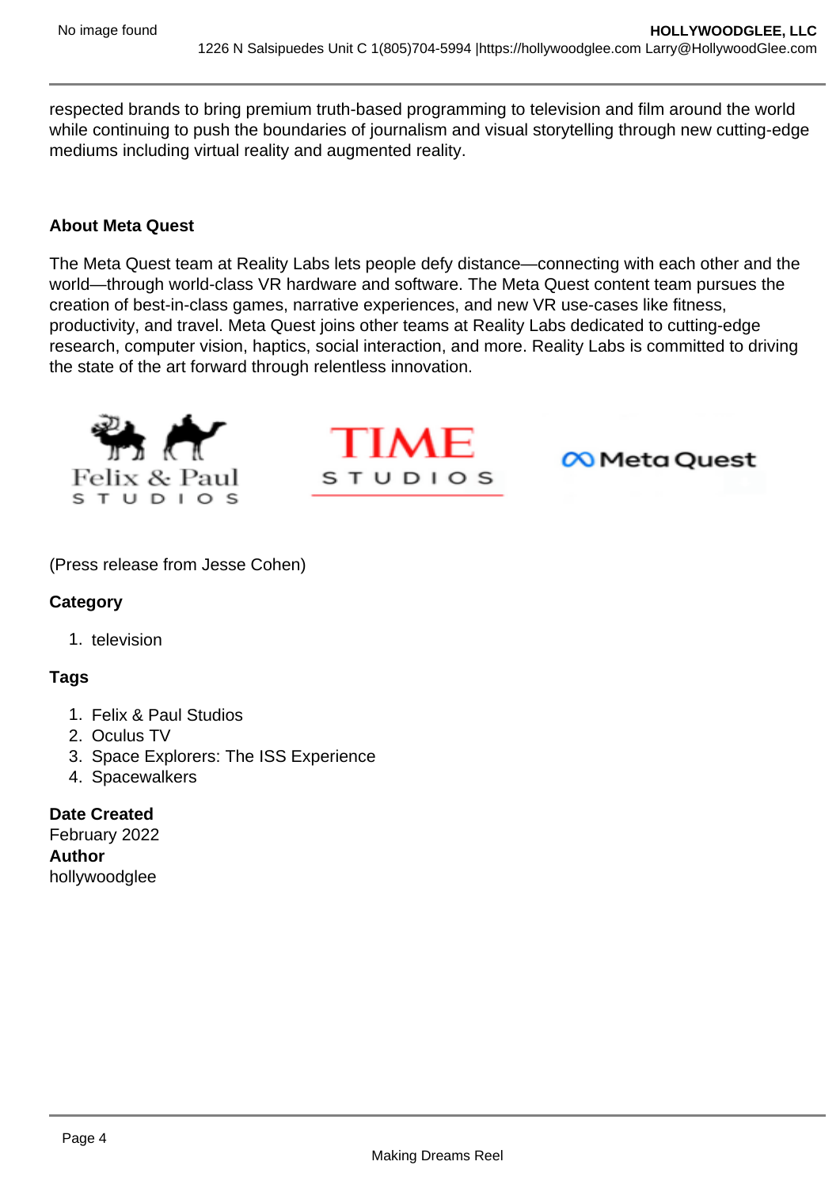respected brands to bring premium truth-based programming to television and film around the world while continuing to push the boundaries of journalism and visual storytelling through new cutting-edge mediums including virtual reality and augmented reality.

**About Meta Quest**

The Meta Quest team at Reality Labs lets people defy distance—connecting with each other and the world—through world-class VR hardware and software. The Meta Quest content team pursues the creation of best-in-class games, narrative experiences, and new VR use-cases like fitness, productivity, and travel. Meta Quest joins other teams at Reality Labs dedicated to cutting-edge research, computer vision, haptics, social interaction, and more. Reality Labs is committed to driving the state of the art forward through relentless innovation.

(Press release from Jesse Cohen)

**Category**

1. television

**Tags**

1. Felix & Paul Studios
2. Oculus TV
3. Space Explorers: The ISS Experience
4. Spacewalkers

**Date Created**
February 2022
**Author**
hollywoodglee